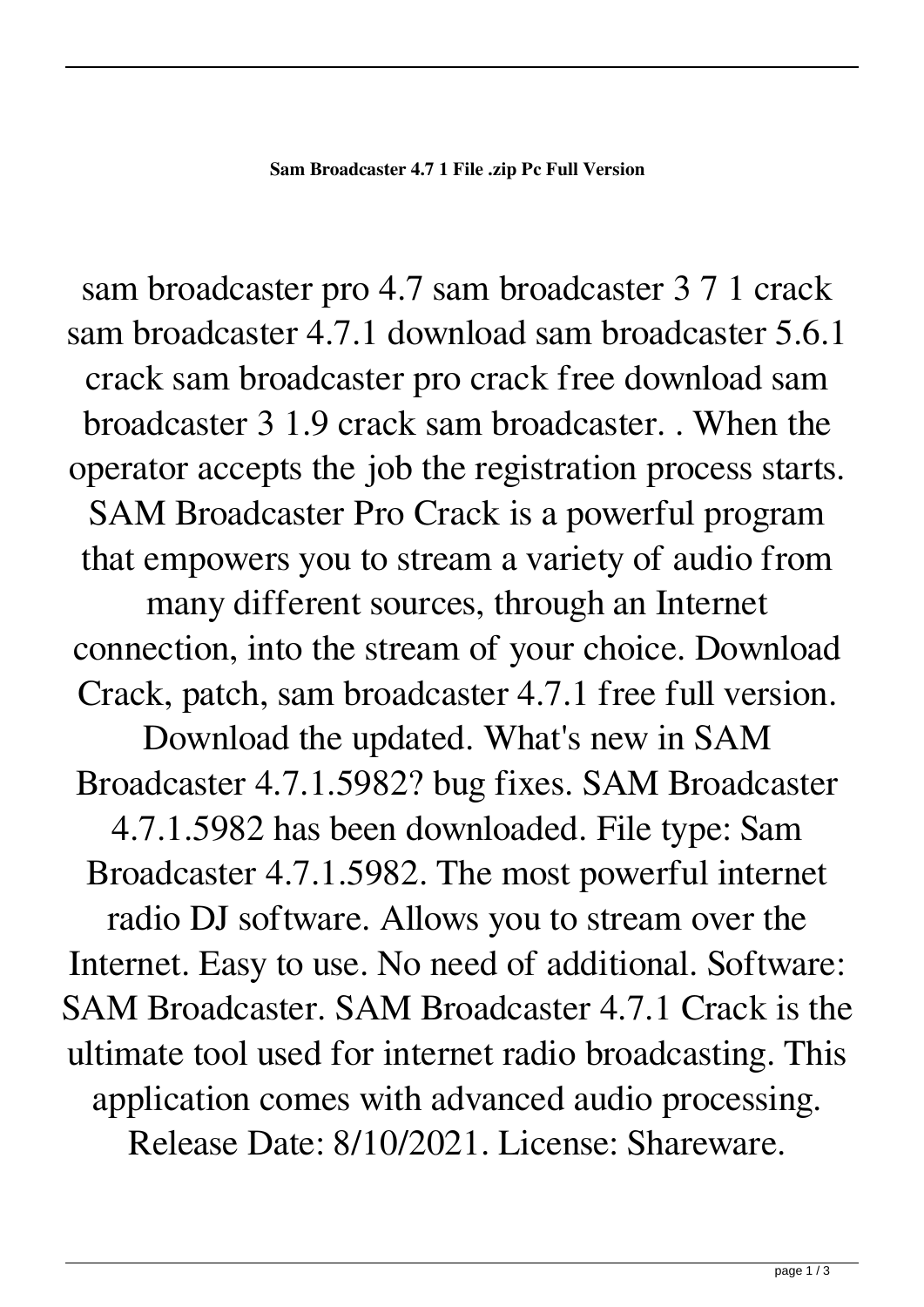**Sam Broadcaster 4.7 1 File .zip Pc Full Version**

sam broadcaster pro 4.7 sam broadcaster 3 7 1 crack sam broadcaster 4.7.1 download sam broadcaster 5.6.1 crack sam broadcaster pro crack free download sam broadcaster 3 1.9 crack sam broadcaster. . When the operator accepts the job the registration process starts. SAM Broadcaster Pro Crack is a powerful program that empowers you to stream a variety of audio from many different sources, through an Internet connection, into the stream of your choice. Download Crack, patch, sam broadcaster 4.7.1 free full version. Download the updated. What's new in SAM Broadcaster 4.7.1.5982? bug fixes. SAM Broadcaster 4.7.1.5982 has been downloaded. File type: Sam Broadcaster 4.7.1.5982. The most powerful internet radio DJ software. Allows you to stream over the Internet. Easy to use. No need of additional. Software: SAM Broadcaster. SAM Broadcaster 4.7.1 Crack is the ultimate tool used for internet radio broadcasting. This application comes with advanced audio processing. Release Date: 8/10/2021. License: Shareware.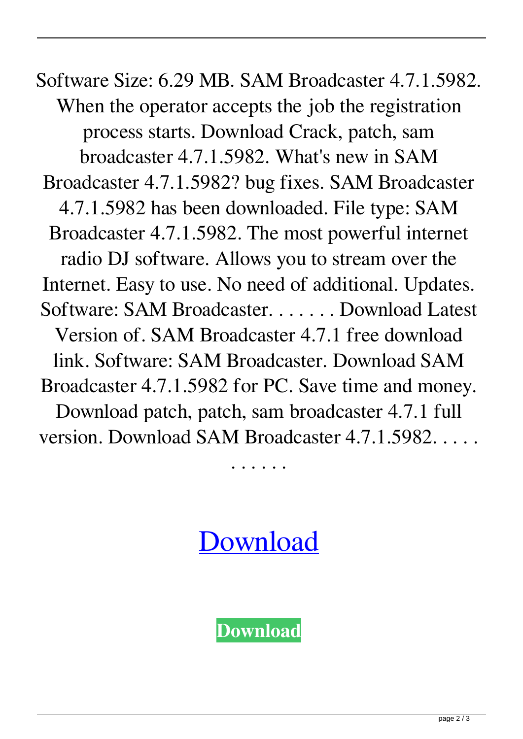Software Size: 6.29 MB. SAM Broadcaster 4.7.1.5982. When the operator accepts the job the registration process starts. Download Crack, patch, sam broadcaster 4.7.1.5982. What's new in SAM Broadcaster 4.7.1.5982? bug fixes. SAM Broadcaster 4.7.1.5982 has been downloaded. File type: SAM Broadcaster 4.7.1.5982. The most powerful internet radio DJ software. Allows you to stream over the Internet. Easy to use. No need of additional. Updates. Software: SAM Broadcaster. . . . . . . Download Latest Version of. SAM Broadcaster 4.7.1 free download link. Software: SAM Broadcaster. Download SAM Broadcaster 4.7.1.5982 for PC. Save time and money. Download patch, patch, sam broadcaster 4.7.1 full version. Download SAM Broadcaster 4.7.1.5982. . . . . . . . . . .

Download

**Download**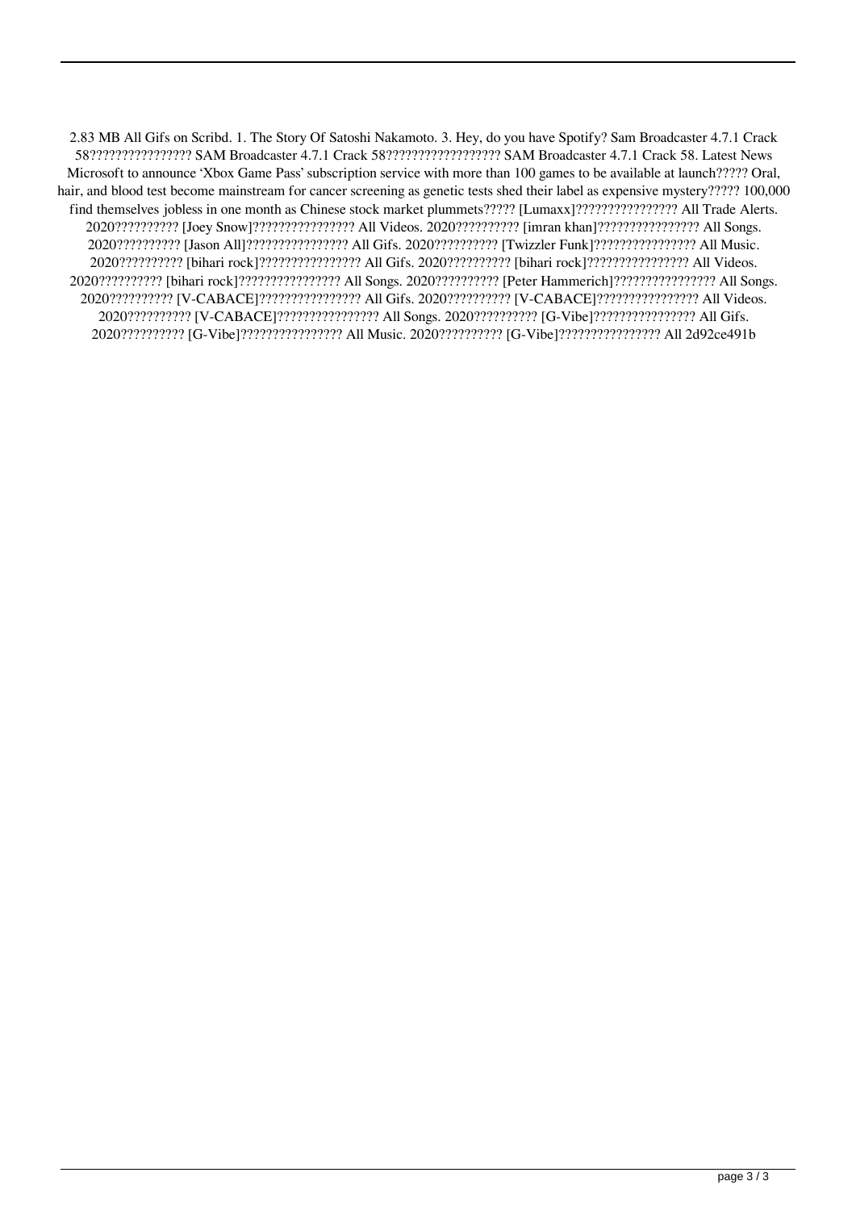2.83 MB All Gifs on Scribd. 1. The Story Of Satoshi Nakamoto. 3. Hey, do you have Spotify? Sam Broadcaster 4.7.1 Crack 58???????????????? SAM Broadcaster 4.7.1 Crack 58?????????????????? SAM Broadcaster 4.7.1 Crack 58. Latest News Microsoft to announce ‘Xbox Game Pass’ subscription service with more than 100 games to be available at launch????? Oral, hair, and blood test become mainstream for cancer screening as genetic tests shed their label as expensive mystery????? 100,000 find themselves jobless in one month as Chinese stock market plummets????? [Lumaxx]???????????????? All Trade Alerts. 2020?????????? [Joey Snow]???????????????? All Videos. 2020?????????? [imran khan]???????????????? All Songs. 2020?????????? [Jason All]???????????????? All Gifs. 2020?????????? [Twizzler Funk]???????????????? All Music. 2020?????????? [bihari rock]???????????????? All Gifs. 2020?????????? [bihari rock]???????????????? All Videos. 2020?????????? [bihari rock]???????????????? All Songs. 2020?????????? [Peter Hammerich]???????????????? All Songs. 2020?????????? [V-CABACE]???????????????? All Gifs. 2020?????????? [V-CABACE]???????????????? All Videos. 2020?????????? [V-CABACE]???????????????? All Songs. 2020?????????? [G-Vibe]???????????????? All Gifs. 2020?????????? [G-Vibe]???????????????? All Music. 2020?????????? [G-Vibe]???????????????? All 2d92ce491b